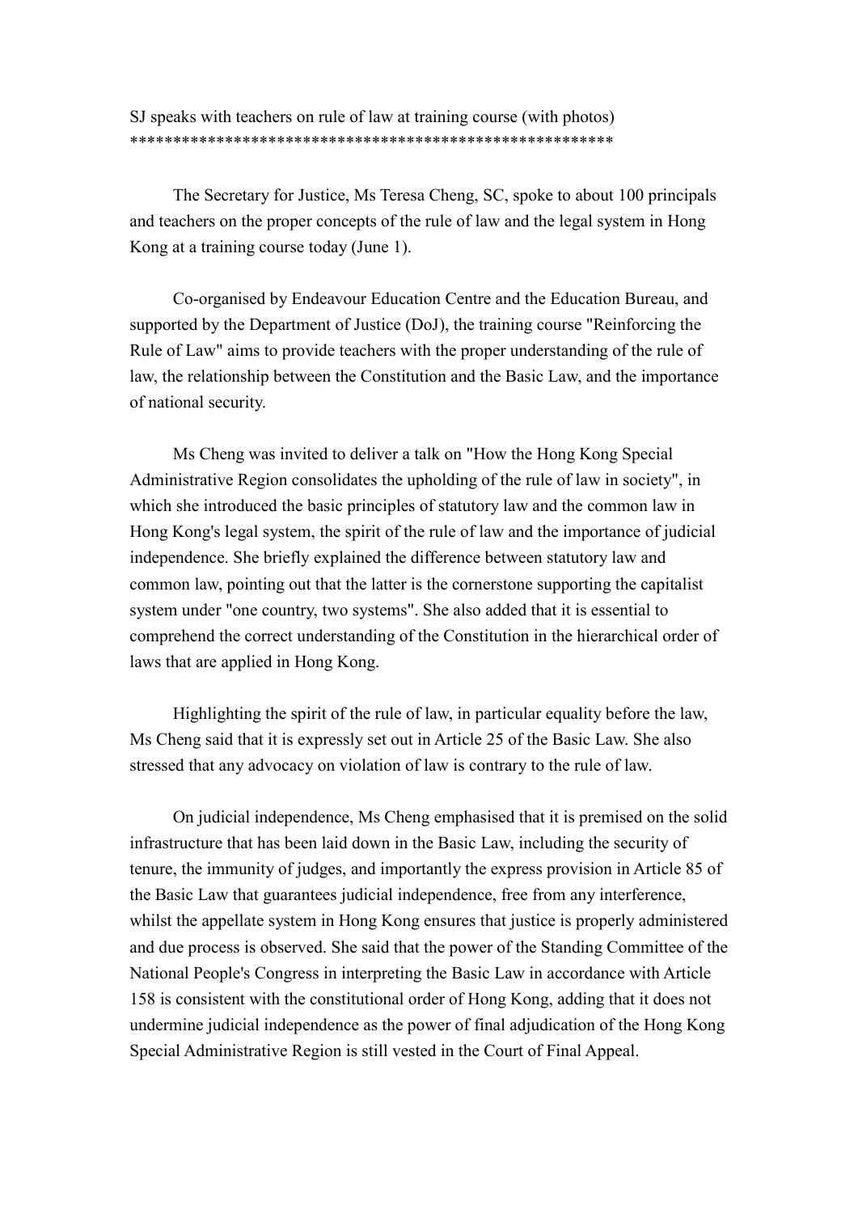SJ speaks with teachers on rule of law at training course (with photos)
*********************************************************

The Secretary for Justice, Ms Teresa Cheng, SC, spoke to about 100 principals and teachers on the proper concepts of the rule of law and the legal system in Hong Kong at a training course today (June 1).

Co-organised by Endeavour Education Centre and the Education Bureau, and supported by the Department of Justice (DoJ), the training course "Reinforcing the Rule of Law" aims to provide teachers with the proper understanding of the rule of law, the relationship between the Constitution and the Basic Law, and the importance of national security.

Ms Cheng was invited to deliver a talk on "How the Hong Kong Special Administrative Region consolidates the upholding of the rule of law in society", in which she introduced the basic principles of statutory law and the common law in Hong Kong's legal system, the spirit of the rule of law and the importance of judicial independence. She briefly explained the difference between statutory law and common law, pointing out that the latter is the cornerstone supporting the capitalist system under "one country, two systems". She also added that it is essential to comprehend the correct understanding of the Constitution in the hierarchical order of laws that are applied in Hong Kong.

Highlighting the spirit of the rule of law, in particular equality before the law, Ms Cheng said that it is expressly set out in Article 25 of the Basic Law. She also stressed that any advocacy on violation of law is contrary to the rule of law.

On judicial independence, Ms Cheng emphasised that it is premised on the solid infrastructure that has been laid down in the Basic Law, including the security of tenure, the immunity of judges, and importantly the express provision in Article 85 of the Basic Law that guarantees judicial independence, free from any interference, whilst the appellate system in Hong Kong ensures that justice is properly administered and due process is observed. She said that the power of the Standing Committee of the National People's Congress in interpreting the Basic Law in accordance with Article 158 is consistent with the constitutional order of Hong Kong, adding that it does not undermine judicial independence as the power of final adjudication of the Hong Kong Special Administrative Region is still vested in the Court of Final Appeal.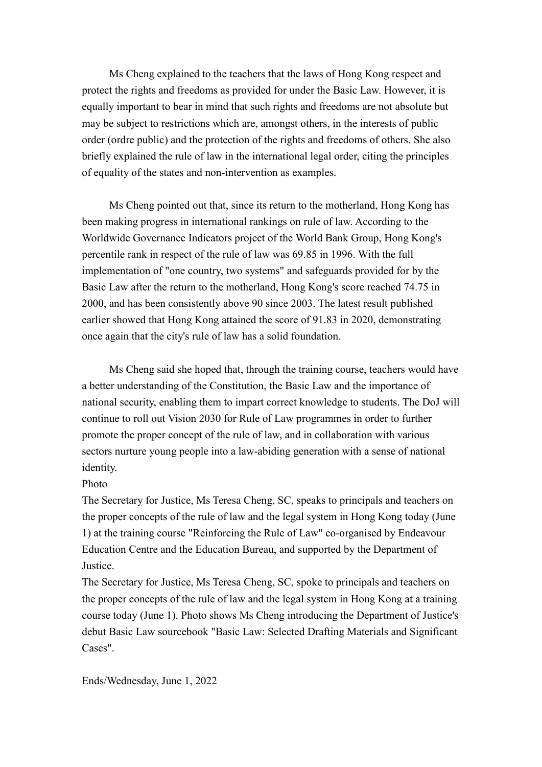Ms Cheng explained to the teachers that the laws of Hong Kong respect and protect the rights and freedoms as provided for under the Basic Law. However, it is equally important to bear in mind that such rights and freedoms are not absolute but may be subject to restrictions which are, amongst others, in the interests of public order (ordre public) and the protection of the rights and freedoms of others. She also briefly explained the rule of law in the international legal order, citing the principles of equality of the states and non-intervention as examples.

Ms Cheng pointed out that, since its return to the motherland, Hong Kong has been making progress in international rankings on rule of law. According to the Worldwide Governance Indicators project of the World Bank Group, Hong Kong's percentile rank in respect of the rule of law was 69.85 in 1996. With the full implementation of "one country, two systems" and safeguards provided for by the Basic Law after the return to the motherland, Hong Kong's score reached 74.75 in 2000, and has been consistently above 90 since 2003. The latest result published earlier showed that Hong Kong attained the score of 91.83 in 2020, demonstrating once again that the city's rule of law has a solid foundation.

Ms Cheng said she hoped that, through the training course, teachers would have a better understanding of the Constitution, the Basic Law and the importance of national security, enabling them to impart correct knowledge to students. The DoJ will continue to roll out Vision 2030 for Rule of Law programmes in order to further promote the proper concept of the rule of law, and in collaboration with various sectors nurture young people into a law-abiding generation with a sense of national identity.

Photo

The Secretary for Justice, Ms Teresa Cheng, SC, speaks to principals and teachers on the proper concepts of the rule of law and the legal system in Hong Kong today (June 1) at the training course "Reinforcing the Rule of Law" co-organised by Endeavour Education Centre and the Education Bureau, and supported by the Department of Justice.

The Secretary for Justice, Ms Teresa Cheng, SC, spoke to principals and teachers on the proper concepts of the rule of law and the legal system in Hong Kong at a training course today (June 1). Photo shows Ms Cheng introducing the Department of Justice's debut Basic Law sourcebook "Basic Law: Selected Drafting Materials and Significant Cases".

Ends/Wednesday, June 1, 2022